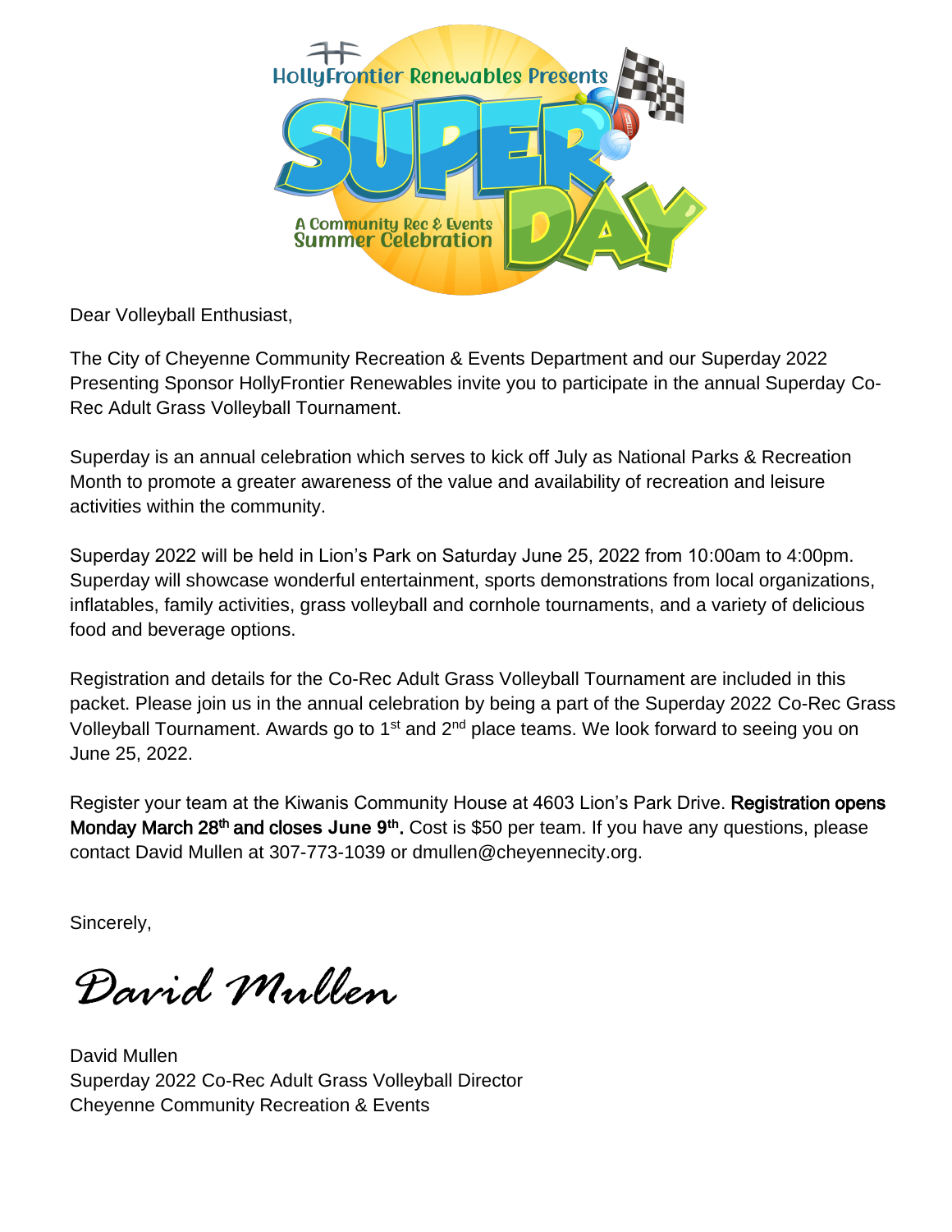HollyFrontier Renewables Presents

# SUPER DAY

A Community Rec & Events Summer Celebration

Dear Volleyball Enthusiast,

The City of Cheyenne Community Recreation & Events Department and our Superday 2022 Presenting Sponsor HollyFrontier Renewables invite you to participate in the annual Superday Co-Rec Adult Grass Volleyball Tournament.

Superday is an annual celebration which serves to kick off July as National Parks & Recreation Month to promote a greater awareness of the value and availability of recreation and leisure activities within the community.

Superday 2022 will be held in Lion's Park on Saturday June 25, 2022 from 10:00am to 4:00pm. Superday will showcase wonderful entertainment, sports demonstrations from local organizations, inflatables, family activities, grass volleyball and cornhole tournaments, and a variety of delicious food and beverage options.

Registration and details for the Co-Rec Adult Grass Volleyball Tournament are included in this packet. Please join us in the annual celebration by being a part of the Superday 2022 Co-Rec Grass Volleyball Tournament. Awards go to 1st and 2nd place teams. We look forward to seeing you on June 25, 2022.

Register your team at the Kiwanis Community House at 4603 Lion's Park Drive. **Registration opens Monday March 28th and closes June 9th.** Cost is $50 per team. If you have any questions, please contact David Mullen at 307-773-1039 or dmullen@cheyennecity.org.

Sincerely,

*David Mullen*

David Mullen
Superday 2022 Co-Rec Adult Grass Volleyball Director
Cheyenne Community Recreation & Events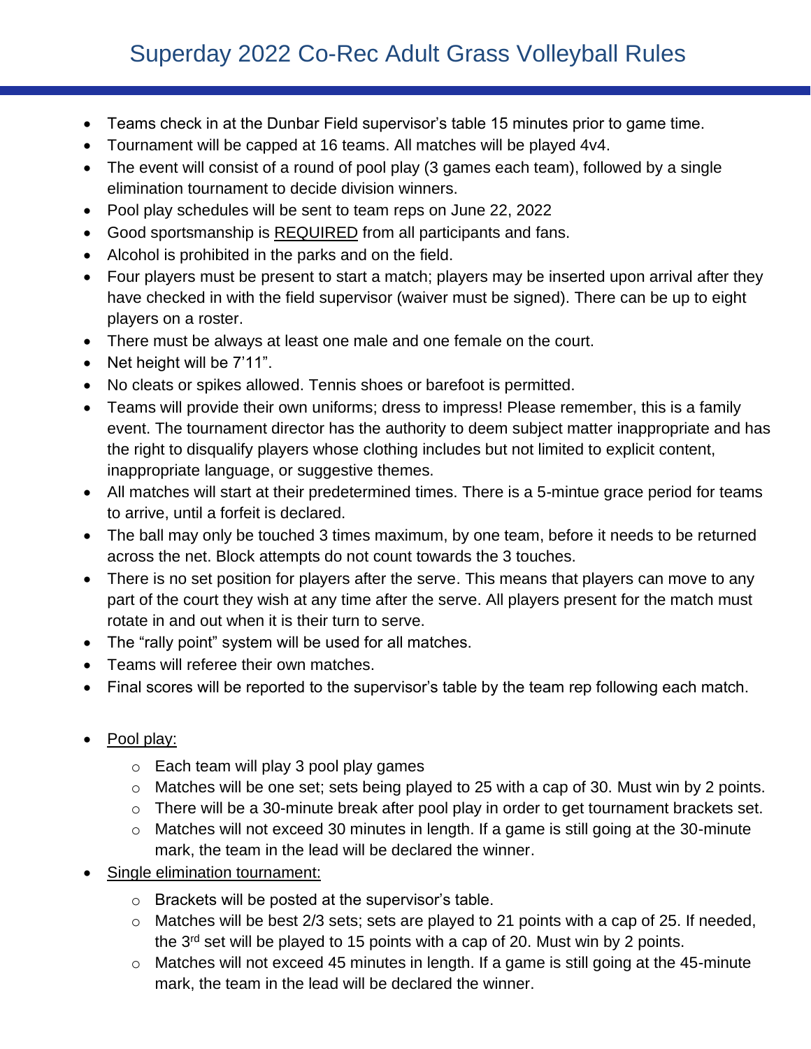# Superday 2022 Co-Rec Adult Grass Volleyball Rules

- Teams check in at the Dunbar Field supervisor's table 15 minutes prior to game time.
- Tournament will be capped at 16 teams. All matches will be played 4v4.
- The event will consist of a round of pool play (3 games each team), followed by a single elimination tournament to decide division winners.
- Pool play schedules will be sent to team reps on June 22, 2022
- Good sportsmanship is <u>REQUIRED</u> from all participants and fans.
- Alcohol is prohibited in the parks and on the field.
- Four players must be present to start a match; players may be inserted upon arrival after they have checked in with the field supervisor (waiver must be signed). There can be up to eight players on a roster.
- There must be always at least one male and one female on the court.
- Net height will be 7'11".
- No cleats or spikes allowed. Tennis shoes or barefoot is permitted.
- Teams will provide their own uniforms; dress to impress! Please remember, this is a family event. The tournament director has the authority to deem subject matter inappropriate and has the right to disqualify players whose clothing includes but not limited to explicit content, inappropriate language, or suggestive themes.
- All matches will start at their predetermined times. There is a 5-mintue grace period for teams to arrive, until a forfeit is declared.
- The ball may only be touched 3 times maximum, by one team, before it needs to be returned across the net. Block attempts do not count towards the 3 touches.
- There is no set position for players after the serve. This means that players can move to any part of the court they wish at any time after the serve. All players present for the match must rotate in and out when it is their turn to serve.
- The "rally point" system will be used for all matches.
- Teams will referee their own matches.
- Final scores will be reported to the supervisor's table by the team rep following each match.

- <u>Pool play:</u>
  - Each team will play 3 pool play games
  - Matches will be one set; sets being played to 25 with a cap of 30. Must win by 2 points.
  - There will be a 30-minute break after pool play in order to get tournament brackets set.
  - Matches will not exceed 30 minutes in length. If a game is still going at the 30-minute mark, the team in the lead will be declared the winner.
- <u>Single elimination tournament:</u>
  - Brackets will be posted at the supervisor's table.
  - Matches will be best 2/3 sets; sets are played to 21 points with a cap of 25. If needed, the 3rd set will be played to 15 points with a cap of 20. Must win by 2 points.
  - Matches will not exceed 45 minutes in length. If a game is still going at the 45-minute mark, the team in the lead will be declared the winner.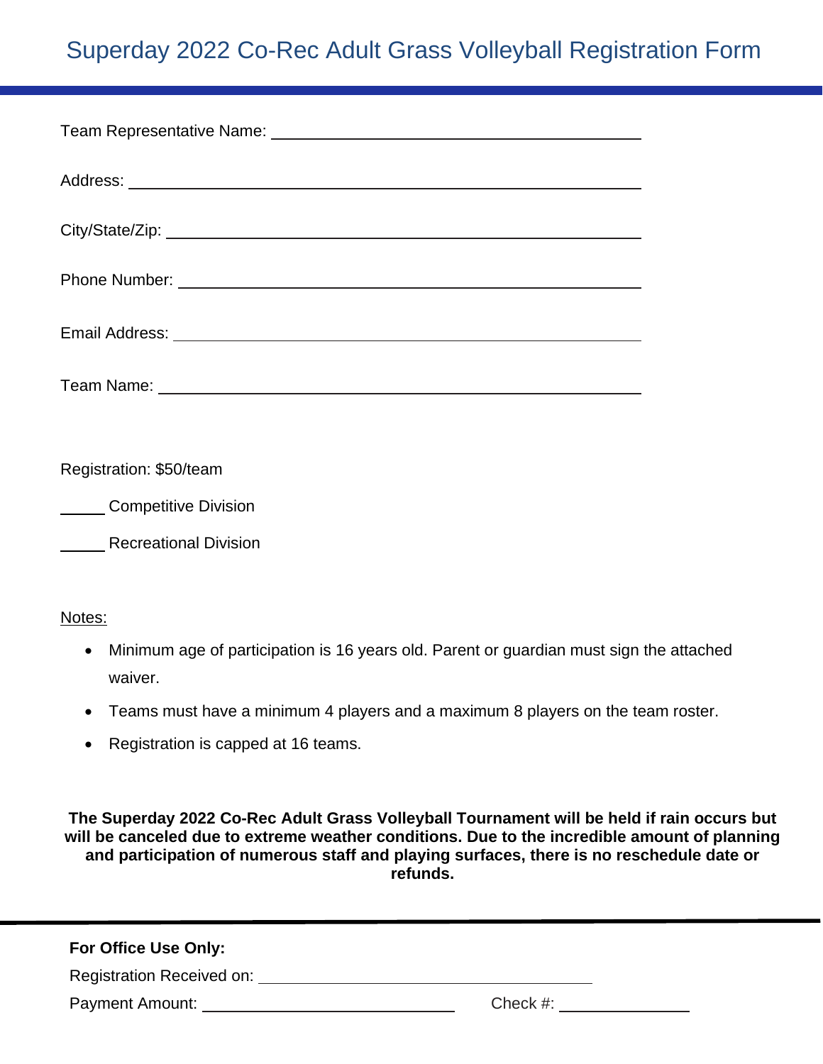# Superday 2022 Co-Rec Adult Grass Volleyball Registration Form

Team Representative Name: ______________________________________

Address: ______________________________________

City/State/Zip: ______________________________________

Phone Number: ______________________________________

Email Address: ______________________________________

Team Name: ______________________________________

Registration: $50/team

_____ Competitive Division

_____ Recreational Division

Notes:

- Minimum age of participation is 16 years old. Parent or guardian must sign the attached waiver.
- Teams must have a minimum 4 players and a maximum 8 players on the team roster.
- Registration is capped at 16 teams.

**The Superday 2022 Co-Rec Adult Grass Volleyball Tournament will be held if rain occurs but will be canceled due to extreme weather conditions. Due to the incredible amount of planning and participation of numerous staff and playing surfaces, there is no reschedule date or refunds.**

---

**For Office Use Only:**

Registration Received on: ______________________________

Payment Amount: ______________________ Check #: ____________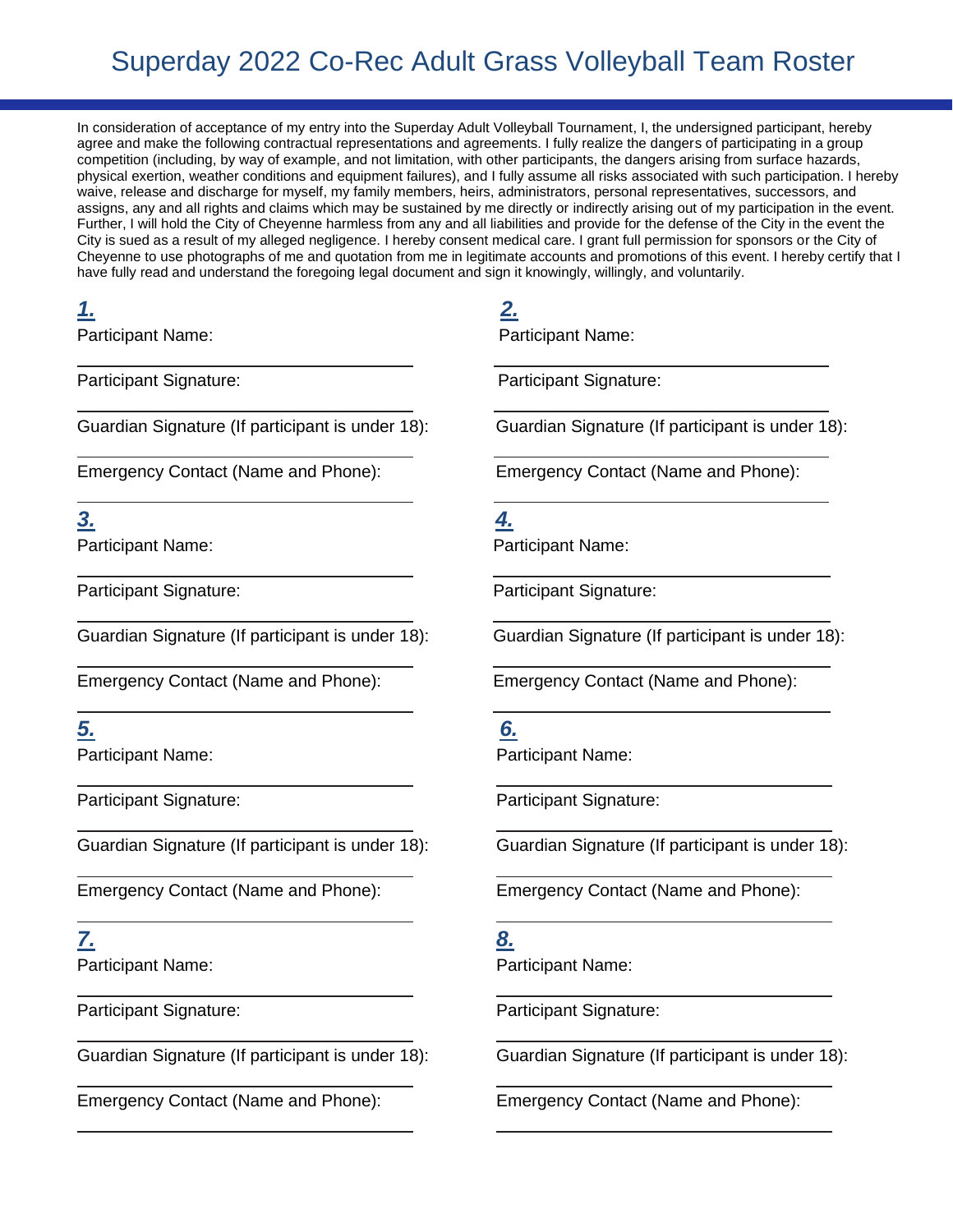# Superday 2022 Co-Rec Adult Grass Volleyball Team Roster

In consideration of acceptance of my entry into the Superday Adult Volleyball Tournament, I, the undersigned participant, hereby agree and make the following contractual representations and agreements. I fully realize the dangers of participating in a group competition (including, by way of example, and not limitation, with other participants, the dangers arising from surface hazards, physical exertion, weather conditions and equipment failures), and I fully assume all risks associated with such participation. I hereby waive, release and discharge for myself, my family members, heirs, administrators, personal representatives, successors, and assigns, any and all rights and claims which may be sustained by me directly or indirectly arising out of my participation in the event. Further, I will hold the City of Cheyenne harmless from any and all liabilities and provide for the defense of the City in the event the City is sued as a result of my alleged negligence. I hereby consent medical care. I grant full permission for sponsors or the City of Cheyenne to use photographs of me and quotation from me in legitimate accounts and promotions of this event. I hereby certify that I have fully read and understand the foregoing legal document and sign it knowingly, willingly, and voluntarily.

***1.***

Participant Name:

Participant Signature:

Guardian Signature (If participant is under 18):

Emergency Contact (Name and Phone):

***2.***

Participant Name:

Participant Signature:

Guardian Signature (If participant is under 18):

Emergency Contact (Name and Phone):

***3.***

Participant Name:

Participant Signature:

Guardian Signature (If participant is under 18):

Emergency Contact (Name and Phone):

***4.***

Participant Name:

Participant Signature:

Guardian Signature (If participant is under 18):

Emergency Contact (Name and Phone):

***5.***

Participant Name:

Participant Signature:

Guardian Signature (If participant is under 18):

Emergency Contact (Name and Phone):

***6.***

Participant Name:

Participant Signature:

Guardian Signature (If participant is under 18):

Emergency Contact (Name and Phone):

***7.***

Participant Name:

Participant Signature:

Guardian Signature (If participant is under 18):

Emergency Contact (Name and Phone):

***8.***

Participant Name:

Participant Signature:

Guardian Signature (If participant is under 18):

Emergency Contact (Name and Phone):